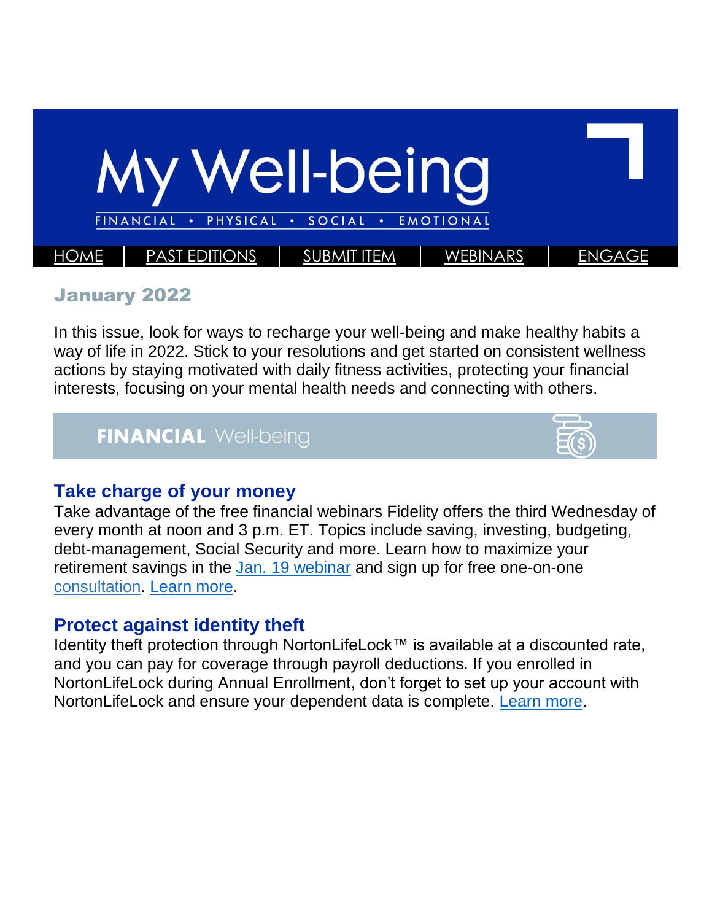# My Well-being

FINANCIAL • PHYSICAL • SOCIAL • EMOTIONAL

HOME | PAST EDITIONS | SUBMIT ITEM | WEBINARS | ENGAGE

## January 2022

In this issue, look for ways to recharge your well-being and make healthy habits a way of life in 2022. Stick to your resolutions and get started on consistent wellness actions by staying motivated with daily fitness activities, protecting your financial interests, focusing on your mental health needs and connecting with others.

## FINANCIAL Well-being

### Take charge of your money

Take advantage of the free financial webinars Fidelity offers the third Wednesday of every month at noon and 3 p.m. ET. Topics include saving, investing, budgeting, debt-management, Social Security and more. Learn how to maximize your retirement savings in the Jan. 19 webinar and sign up for free one-on-one consultation. Learn more.

### Protect against identity theft

Identity theft protection through NortonLifeLock™ is available at a discounted rate, and you can pay for coverage through payroll deductions. If you enrolled in NortonLifeLock during Annual Enrollment, don't forget to set up your account with NortonLifeLock and ensure your dependent data is complete. Learn more.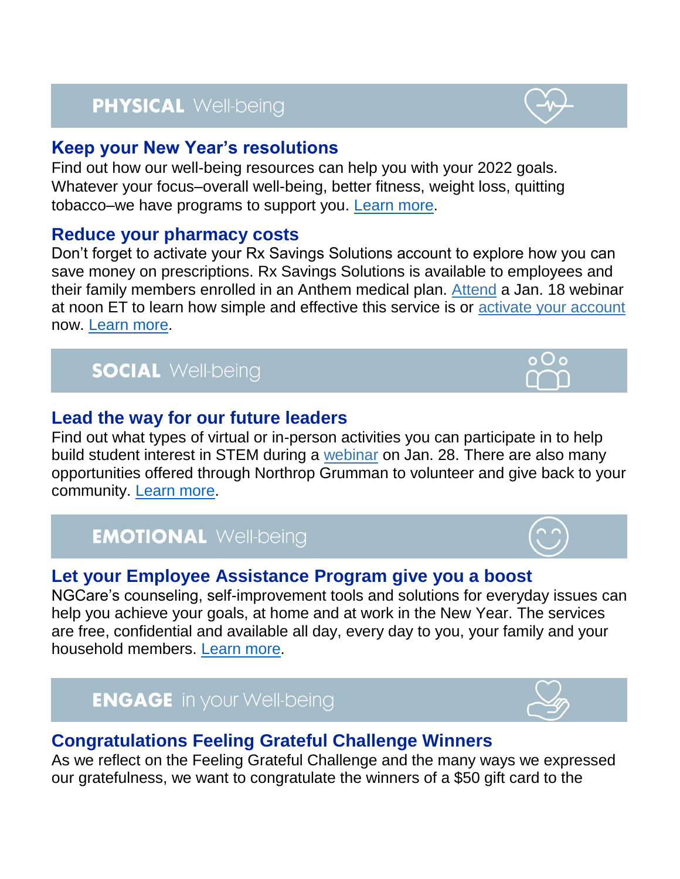## PHYSICAL Well-being

### Keep your New Year's resolutions

Find out how our well-being resources can help you with your 2022 goals. Whatever your focus–overall well-being, better fitness, weight loss, quitting tobacco–we have programs to support you. Learn more.

### Reduce your pharmacy costs

Don't forget to activate your Rx Savings Solutions account to explore how you can save money on prescriptions. Rx Savings Solutions is available to employees and their family members enrolled in an Anthem medical plan. Attend a Jan. 18 webinar at noon ET to learn how simple and effective this service is or activate your account now. Learn more.

## SOCIAL Well-being

### Lead the way for our future leaders

Find out what types of virtual or in-person activities you can participate in to help build student interest in STEM during a webinar on Jan. 28. There are also many opportunities offered through Northrop Grumman to volunteer and give back to your community. Learn more.

## EMOTIONAL Well-being

### Let your Employee Assistance Program give you a boost

NGCare's counseling, self-improvement tools and solutions for everyday issues can help you achieve your goals, at home and at work in the New Year. The services are free, confidential and available all day, every day to you, your family and your household members. Learn more.

## ENGAGE in your Well-being

### Congratulations Feeling Grateful Challenge Winners

As we reflect on the Feeling Grateful Challenge and the many ways we expressed our gratefulness, we want to congratulate the winners of a $50 gift card to the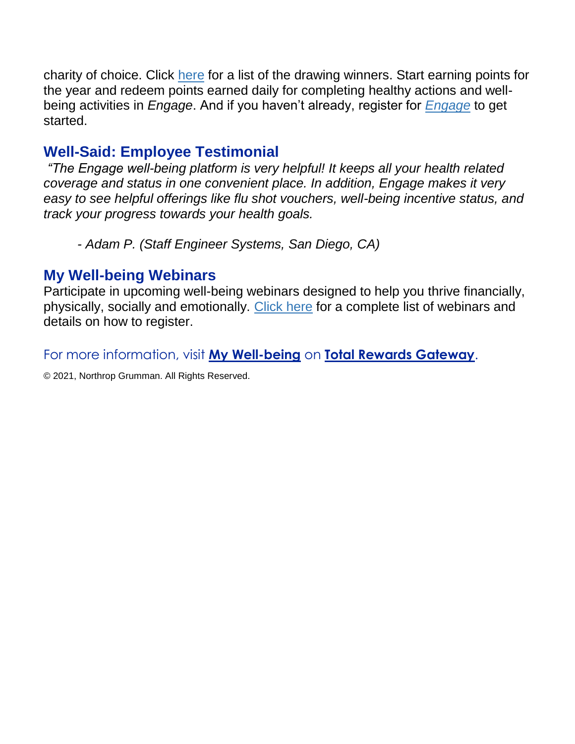charity of choice. Click here for a list of the drawing winners. Start earning points for the year and redeem points earned daily for completing healthy actions and well-being activities in *Engage*. And if you haven't already, register for *Engage* to get started.

## Well-Said: Employee Testimonial

*"The Engage well-being platform is very helpful! It keeps all your health related coverage and status in one convenient place. In addition, Engage makes it very easy to see helpful offerings like flu shot vouchers, well-being incentive status, and track your progress towards your health goals.*

*- Adam P. (Staff Engineer Systems, San Diego, CA)*

## My Well-being Webinars

Participate in upcoming well-being webinars designed to help you thrive financially, physically, socially and emotionally. Click here for a complete list of webinars and details on how to register.

For more information, visit **My Well-being** on **Total Rewards Gateway**.

© 2021, Northrop Grumman. All Rights Reserved.